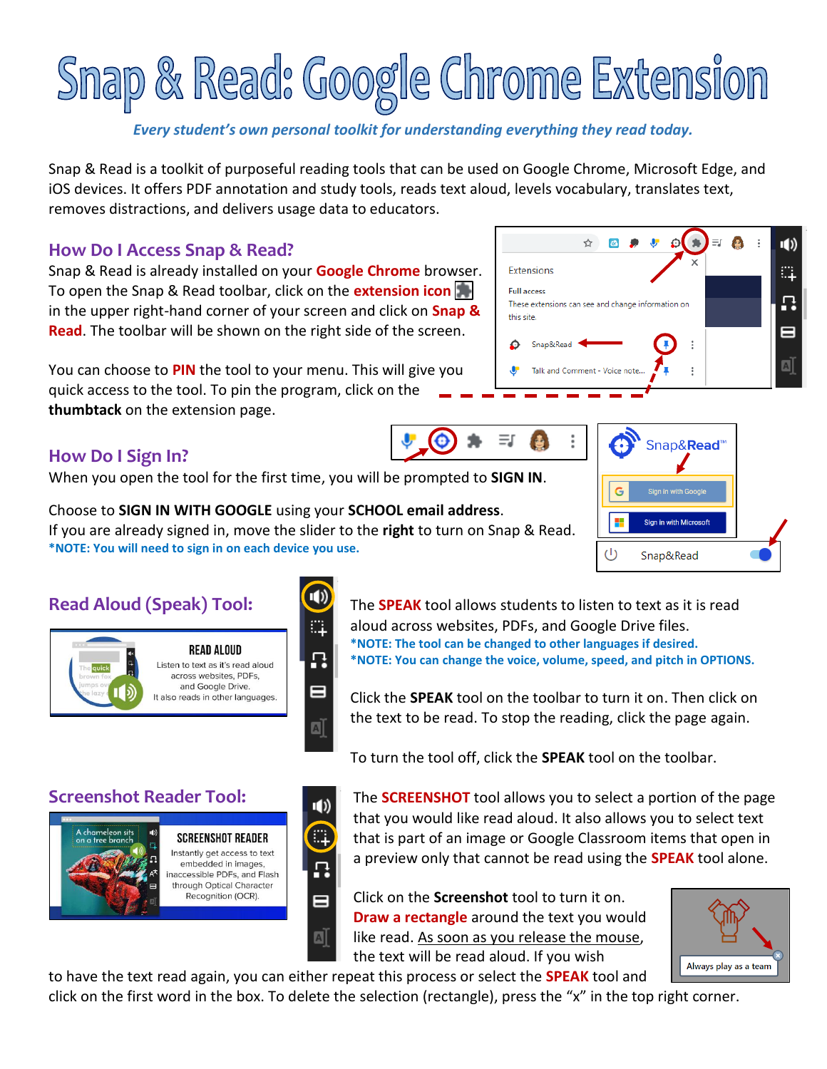# Snap & Read: Google Chrome Extension

*Every student's own personal toolkit for understanding everything they read today.*

Snap & Read is a toolkit of purposeful reading tools that can be used on Google Chrome, Microsoft Edge, and iOS devices. It offers PDF annotation and study tools, reads text aloud, levels vocabulary, translates text, removes distractions, and delivers usage data to educators.

## How Do I Access Snap & Read?

Snap & Read is already installed on your **Google Chrome** browser. To open the Snap & Read toolbar, click on the **extension icon** in the upper right-hand corner of your screen and click on **Snap & Read**. The toolbar will be shown on the right side of the screen.

You can choose to **PIN** the tool to your menu. This will give you quick access to the tool. To pin the program, click on the **thumbtack** on the extension page.

## How Do I Sign In?

When you open the tool for the first time, you will be prompted to **SIGN IN**.

Choose to **SIGN IN WITH GOOGLE** using your **SCHOOL email address**.
If you are already signed in, move the slider to the **right** to turn on Snap & Read.
***NOTE: You will need to sign in on each device you use.**

## Read Aloud (Speak) Tool:

The **SPEAK** tool allows students to listen to text as it is read aloud across websites, PDFs, and Google Drive files.
***NOTE: The tool can be changed to other languages if desired.**
***NOTE: You can change the voice, volume, speed, and pitch in OPTIONS.**

Click the **SPEAK** tool on the toolbar to turn it on. Then click on the text to be read. To stop the reading, click the page again.

To turn the tool off, click the **SPEAK** tool on the toolbar.

## Screenshot Reader Tool:

The **SCREENSHOT** tool allows you to select a portion of the page that you would like read aloud. It also allows you to select text that is part of an image or Google Classroom items that open in a preview only that cannot be read using the **SPEAK** tool alone.

Click on the **Screenshot** tool to turn it on. **Draw a rectangle** around the text you would like read. As soon as you release the mouse, the text will be read aloud. If you wish to have the text read again, you can either repeat this process or select the **SPEAK** tool and click on the first word in the box. To delete the selection (rectangle), press the "x" in the top right corner.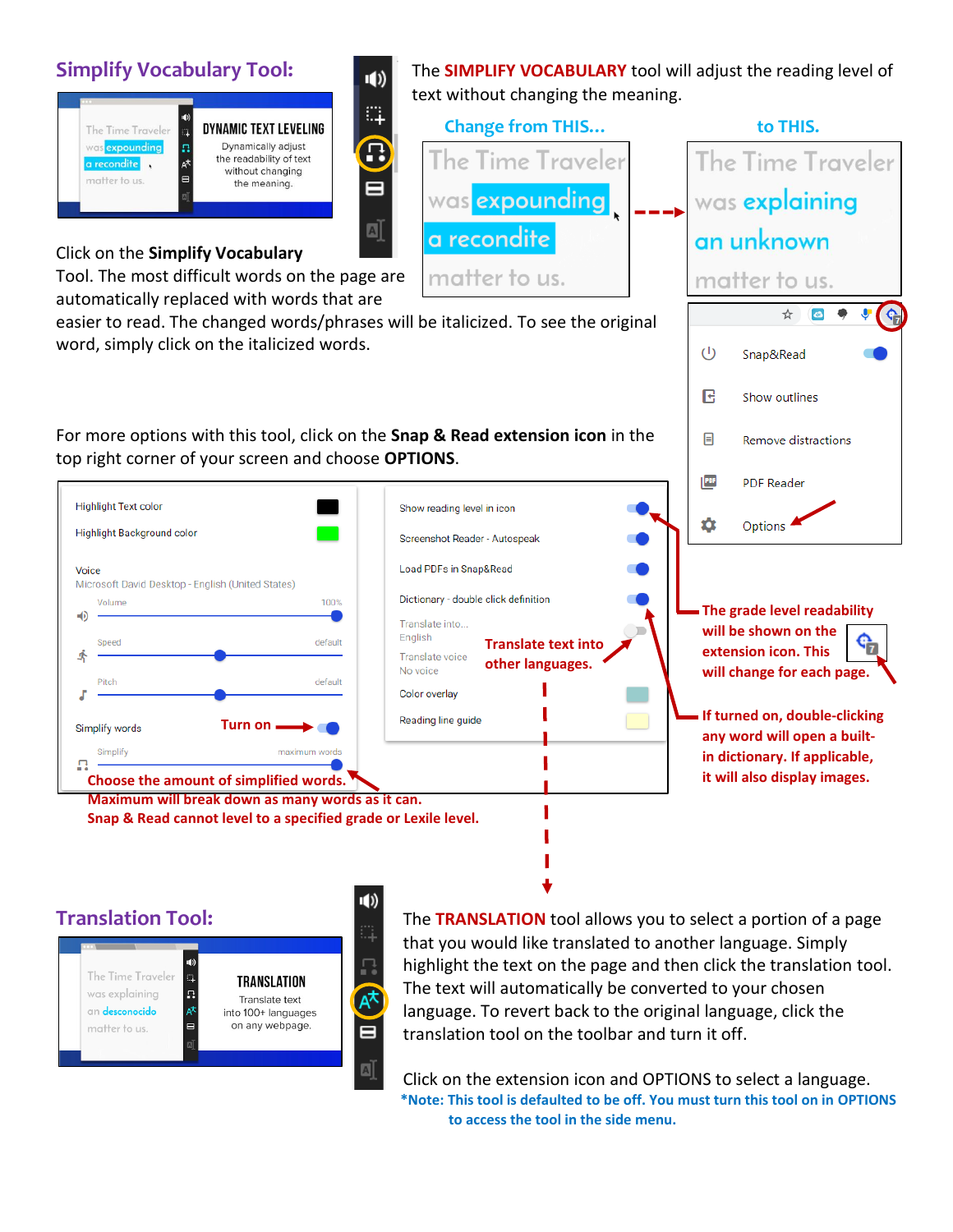## Simplify Vocabulary Tool:

The **SIMPLIFY VOCABULARY** tool will adjust the reading level of text without changing the meaning.

Change from THIS... to THIS.

Click on the **Simplify Vocabulary** Tool. The most difficult words on the page are automatically replaced with words that are easier to read. The changed words/phrases will be italicized. To see the original word, simply click on the italicized words.

For more options with this tool, click on the **Snap & Read extension icon** in the top right corner of your screen and choose **OPTIONS**.

**Turn on**

**Choose the amount of simplified words. Maximum will break down as many words as it can. Snap & Read cannot level to a specified grade or Lexile level.**

**Translate text into other languages.**

**The grade level readability will be shown on the extension icon. This will change for each page.**

**If turned on, double-clicking any word will open a built-in dictionary. If applicable, it will also display images.**

## Translation Tool:

The **TRANSLATION** tool allows you to select a portion of a page that you would like translated to another language. Simply highlight the text on the page and then click the translation tool. The text will automatically be converted to your chosen language. To revert back to the original language, click the translation tool on the toolbar and turn it off.

Click on the extension icon and OPTIONS to select a language.

***Note: This tool is defaulted to be off. You must turn this tool on in OPTIONS to access the tool in the side menu.**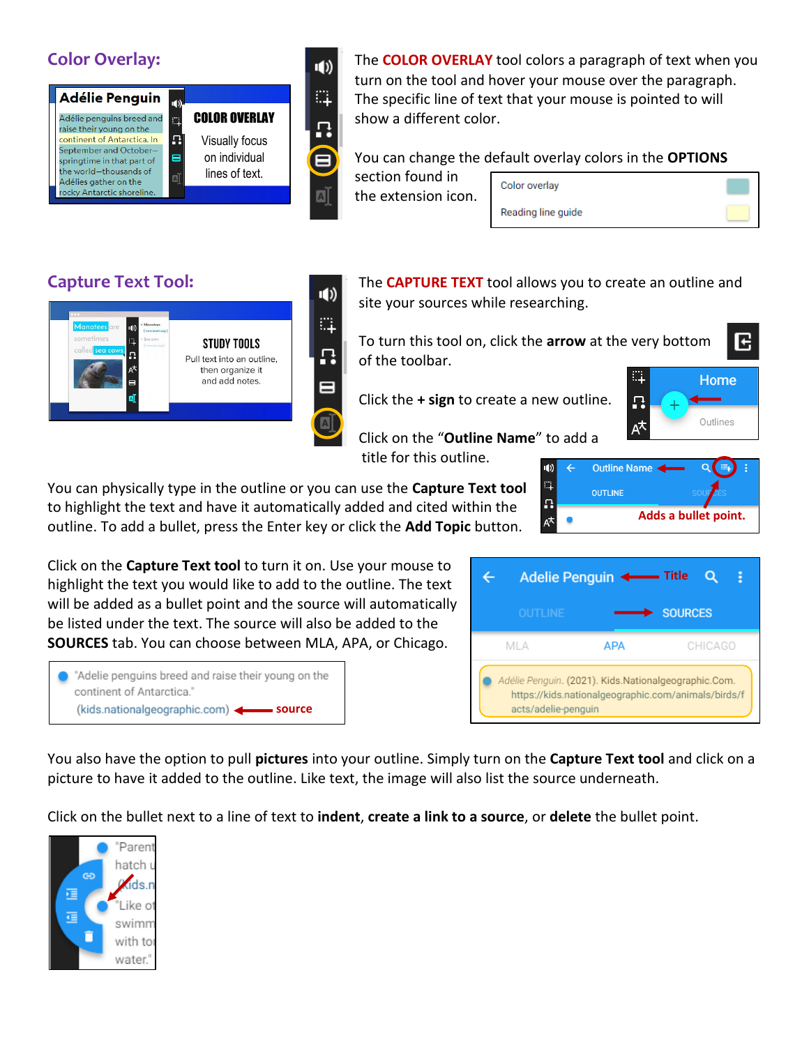## Color Overlay:

The **COLOR OVERLAY** tool colors a paragraph of text when you turn on the tool and hover your mouse over the paragraph. The specific line of text that your mouse is pointed to will show a different color.

You can change the default overlay colors in the **OPTIONS** section found in the extension icon.

## Capture Text Tool:

The **CAPTURE TEXT** tool allows you to create an outline and site your sources while researching.

To turn this tool on, click the **arrow** at the very bottom of the toolbar.

Click the **+ sign** to create a new outline.

Click on the "**Outline Name**" to add a title for this outline.

You can physically type in the outline or you can use the **Capture Text tool** to highlight the text and have it automatically added and cited within the outline. To add a bullet, press the Enter key or click the **Add Topic** button.

Click on the **Capture Text tool** to turn it on. Use your mouse to highlight the text you would like to add to the outline. The text will be added as a bullet point and the source will automatically be listed under the text. The source will also be added to the **SOURCES** tab. You can choose between MLA, APA, or Chicago.

You also have the option to pull **pictures** into your outline. Simply turn on the **Capture Text tool** and click on a picture to have it added to the outline. Like text, the image will also list the source underneath.

Click on the bullet next to a line of text to **indent**, **create a link to a source**, or **delete** the bullet point.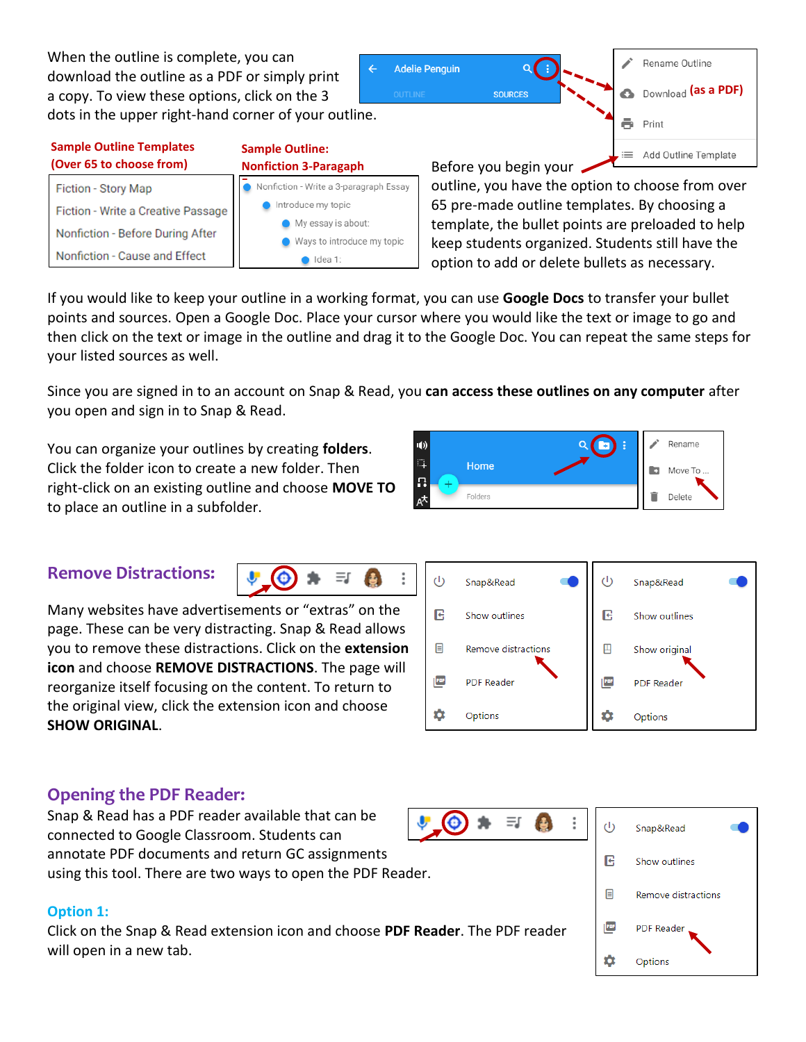When the outline is complete, you can download the outline as a PDF or simply print a copy. To view these options, click on the 3 dots in the upper right-hand corner of your outline.

Adelie Penguin

OUTLINE SOURCES

Rename Outline

Download **(as a PDF)**

Print

Add Outline Template

**Sample Outline Templates (Over 65 to choose from)**

Fiction - Story Map

Fiction - Write a Creative Passage

Nonfiction - Before During After

Nonfiction - Cause and Effect

**Sample Outline: Nonfiction 3-Paragaph**

- Nonfiction - Write a 3-paragraph Essay
  - Introduce my topic
    - My essay is about:
    - Ways to introduce my topic
      - Idea 1:

Before you begin your outline, you have the option to choose from over 65 pre-made outline templates. By choosing a template, the bullet points are preloaded to help keep students organized. Students still have the option to add or delete bullets as necessary.

If you would like to keep your outline in a working format, you can use **Google Docs** to transfer your bullet points and sources. Open a Google Doc. Place your cursor where you would like the text or image to go and then click on the text or image in the outline and drag it to the Google Doc. You can repeat the same steps for your listed sources as well.

Since you are signed in to an account on Snap & Read, you **can access these outlines on any computer** after you open and sign in to Snap & Read.

You can organize your outlines by creating **folders**. Click the folder icon to create a new folder. Then right-click on an existing outline and choose **MOVE TO** to place an outline in a subfolder.

Home

Folders

Rename

Move To ...

Delete

## Remove Distractions:

Many websites have advertisements or “extras” on the page. These can be very distracting. Snap & Read allows you to remove these distractions. Click on the **extension icon** and choose **REMOVE DISTRACTIONS**. The page will reorganize itself focusing on the content. To return to the original view, click the extension icon and choose **SHOW ORIGINAL**.

Snap&Read

Show outlines

Remove distractions

PDF Reader

Options

Snap&Read

Show outlines

Show original

PDF Reader

Options

## Opening the PDF Reader:

Snap & Read has a PDF reader available that can be connected to Google Classroom. Students can annotate PDF documents and return GC assignments using this tool. There are two ways to open the PDF Reader.

### Option 1:

Click on the Snap & Read extension icon and choose **PDF Reader**. The PDF reader will open in a new tab.

Snap&Read

Show outlines

Remove distractions

PDF Reader

Options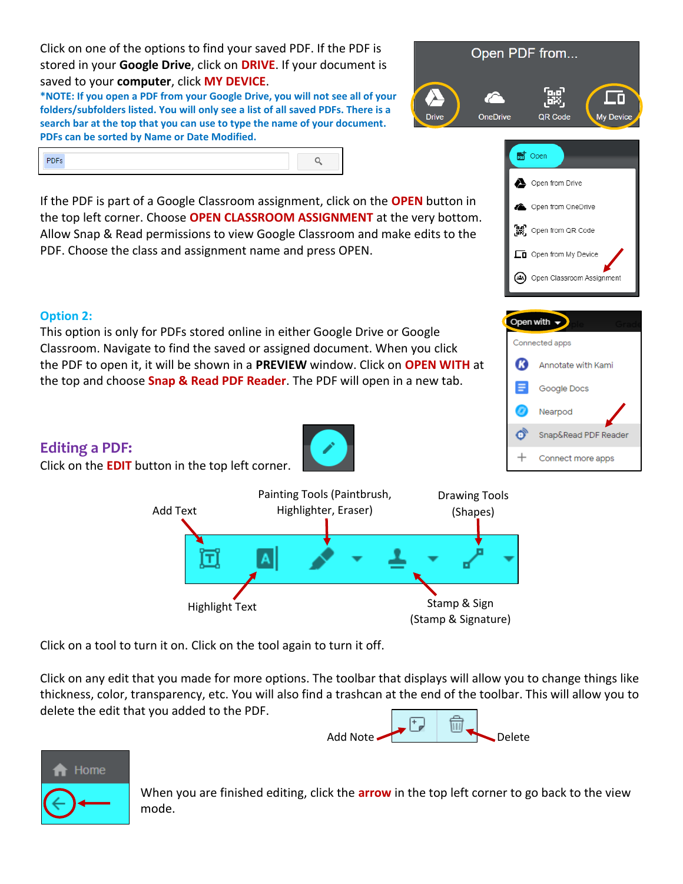Click on one of the options to find your saved PDF. If the PDF is stored in your **Google Drive**, click on **DRIVE**. If your document is saved to your **computer**, click **MY DEVICE**.

***NOTE: If you open a PDF from your Google Drive, you will not see all of your folders/subfolders listed. You will only see a list of all saved PDFs. There is a search bar at the top that you can use to type the name of your document. PDFs can be sorted by Name or Date Modified.**

If the PDF is part of a Google Classroom assignment, click on the **OPEN** button in the top left corner. Choose **OPEN CLASSROOM ASSIGNMENT** at the very bottom. Allow Snap & Read permissions to view Google Classroom and make edits to the PDF. Choose the class and assignment name and press OPEN.

### Option 2:

This option is only for PDFs stored online in either Google Drive or Google Classroom. Navigate to find the saved or assigned document. When you click the PDF to open it, it will be shown in a **PREVIEW** window. Click on **OPEN WITH** at the top and choose **Snap & Read PDF Reader**. The PDF will open in a new tab.

## Editing a PDF:

Click on the **EDIT** button in the top left corner.

Add Text | Highlight Text | Painting Tools (Paintbrush, Highlighter, Eraser) | Stamp & Sign (Stamp & Signature) | Drawing Tools (Shapes)

Click on a tool to turn it on. Click on the tool again to turn it off.

Click on any edit that you made for more options. The toolbar that displays will allow you to change things like thickness, color, transparency, etc. You will also find a trashcan at the end of the toolbar. This will allow you to delete the edit that you added to the PDF.

Add Note | Delete

When you are finished editing, click the **arrow** in the top left corner to go back to the view mode.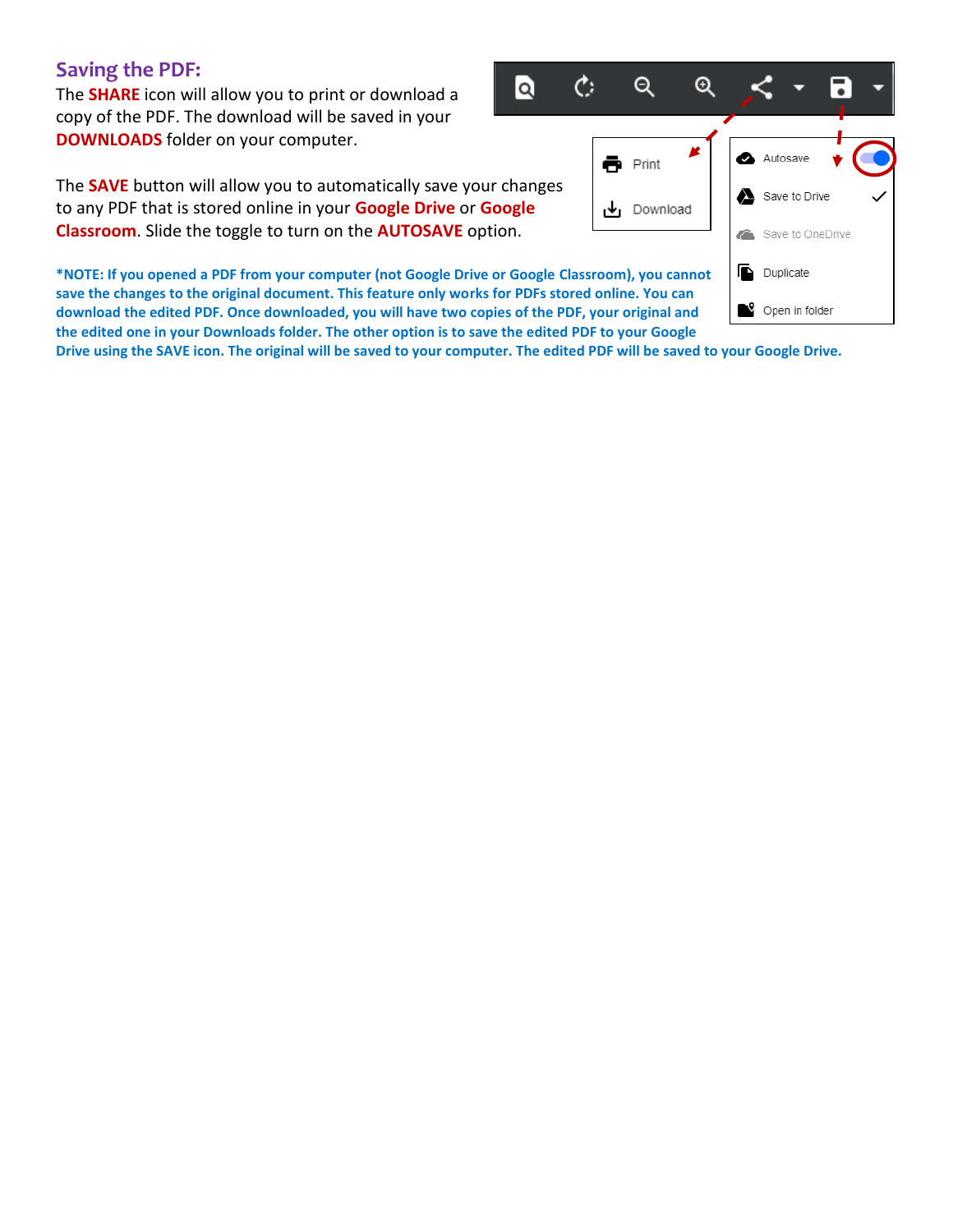## Saving the PDF:

The **SHARE** icon will allow you to print or download a copy of the PDF. The download will be saved in your **DOWNLOADS** folder on your computer.

The **SAVE** button will allow you to automatically save your changes to any PDF that is stored online in your **Google Drive** or **Google Classroom**. Slide the toggle to turn on the **AUTOSAVE** option.

Print

Download

Autosave

Save to Drive

Save to OneDrive

Duplicate

Open in folder

**\*NOTE: If you opened a PDF from your computer (not Google Drive or Google Classroom), you cannot save the changes to the original document. This feature only works for PDFs stored online. You can download the edited PDF. Once downloaded, you will have two copies of the PDF, your original and the edited one in your Downloads folder. The other option is to save the edited PDF to your Google Drive using the SAVE icon. The original will be saved to your computer. The edited PDF will be saved to your Google Drive.**